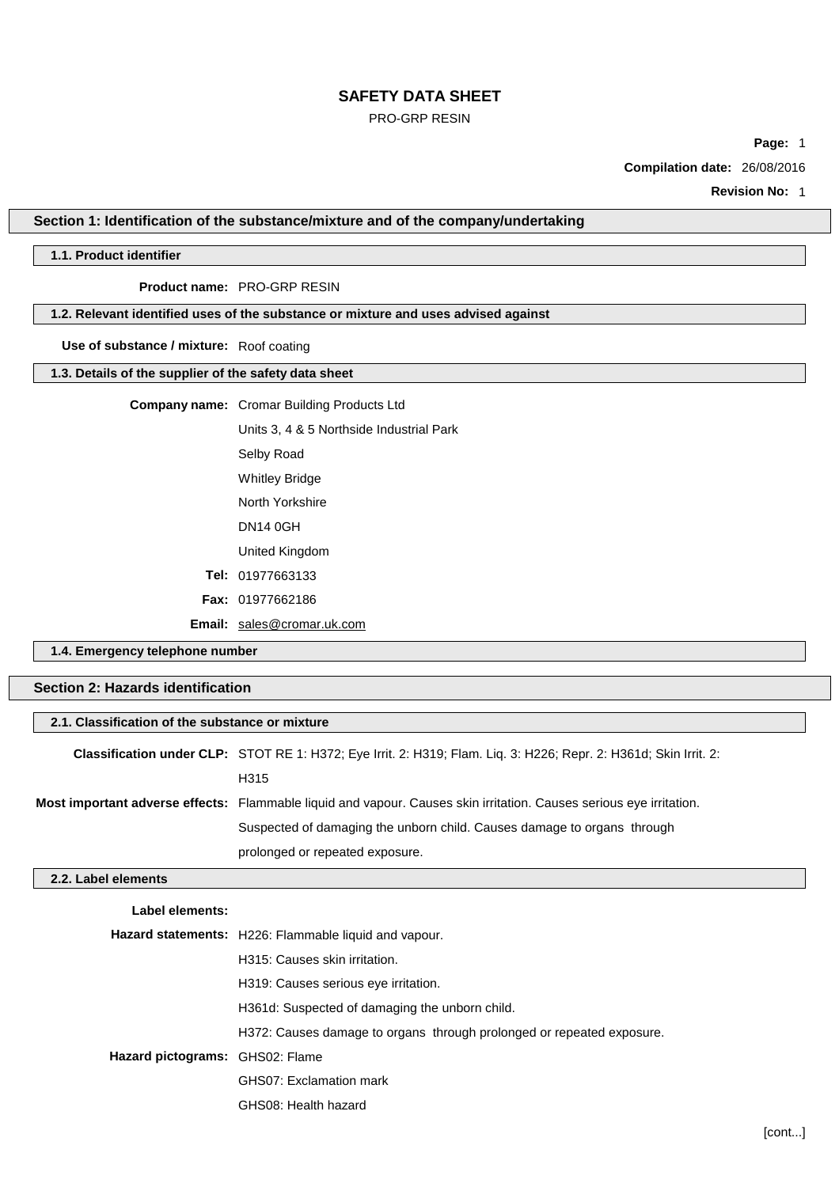# SAFETY DATA SHEET

PRO-GRP RESIN

**Page:** 1

**Compilation date:** 26/08/2016

**Revision No:** 1

## Section 1: Identification of the substance/mixture and of the company/undertaking

### 1.1. Product identifier

**Product name:** PRO-GRP RESIN

### 1.2. Relevant identified uses of the substance or mixture and uses advised against

**Use of substance / mixture:** Roof coating

### 1.3. Details of the supplier of the safety data sheet

**Company name:** Cromar Building Products Ltd

Units 3, 4 & 5 Northside Industrial Park

Selby Road

Whitley Bridge

North Yorkshire

DN14 0GH

United Kingdom

**Tel:** 01977663133

**Fax:** 01977662186

**Email:** sales@cromar.uk.com

### 1.4. Emergency telephone number

## Section 2: Hazards identification

### 2.1. Classification of the substance or mixture

**Classification under CLP:** STOT RE 1: H372; Eye Irrit. 2: H319; Flam. Liq. 3: H226; Repr. 2: H361d; Skin Irrit. 2: H315

**Most important adverse effects:** Flammable liquid and vapour. Causes skin irritation. Causes serious eye irritation. Suspected of damaging the unborn child. Causes damage to organs through prolonged or repeated exposure.

### 2.2. Label elements

**Label elements:**

**Hazard statements:** H226: Flammable liquid and vapour.

H315: Causes skin irritation.

H319: Causes serious eye irritation.

H361d: Suspected of damaging the unborn child.

H372: Causes damage to organs through prolonged or repeated exposure.

**Hazard pictograms:** GHS02: Flame

GHS07: Exclamation mark

GHS08: Health hazard

[cont...]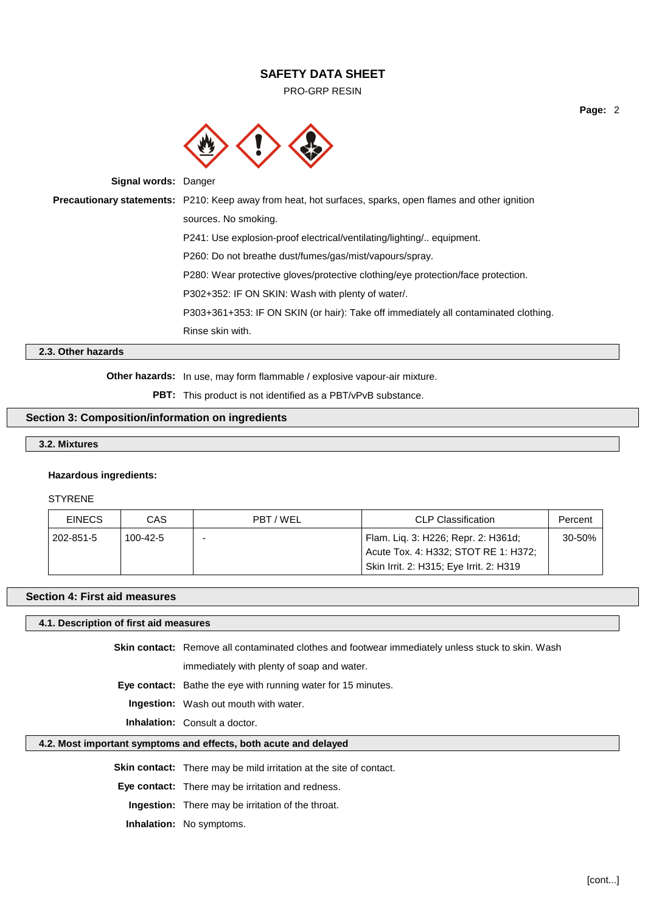**Signal words:** Danger

**Precautionary statements:** P210: Keep away from heat, hot surfaces, sparks, open flames and other ignition sources. No smoking.

P241: Use explosion-proof electrical/ventilating/lighting/.. equipment.

P260: Do not breathe dust/fumes/gas/mist/vapours/spray.

P280: Wear protective gloves/protective clothing/eye protection/face protection.

P302+352: IF ON SKIN: Wash with plenty of water/.

P303+361+353: IF ON SKIN (or hair): Take off immediately all contaminated clothing. Rinse skin with.

### 2.3. Other hazards

**Other hazards:** In use, may form flammable / explosive vapour-air mixture.

**PBT:** This product is not identified as a PBT/vPvB substance.

## Section 3: Composition/information on ingredients

### 3.2. Mixtures

**Hazardous ingredients:**

STYRENE

| EINECS | CAS | PBT / WEL | CLP Classification | Percent |
|---|---|---|---|---|
| 202-851-5 | 100-42-5 | - | Flam. Liq. 3: H226; Repr. 2: H361d; Acute Tox. 4: H332; STOT RE 1: H372; Skin Irrit. 2: H315; Eye Irrit. 2: H319 | 30-50% |

## Section 4: First aid measures

### 4.1. Description of first aid measures

**Skin contact:** Remove all contaminated clothes and footwear immediately unless stuck to skin. Wash immediately with plenty of soap and water.

**Eye contact:** Bathe the eye with running water for 15 minutes.

**Ingestion:** Wash out mouth with water.

**Inhalation:** Consult a doctor.

### 4.2. Most important symptoms and effects, both acute and delayed

**Skin contact:** There may be mild irritation at the site of contact.

**Eye contact:** There may be irritation and redness.

**Ingestion:** There may be irritation of the throat.

**Inhalation:** No symptoms.

[cont...]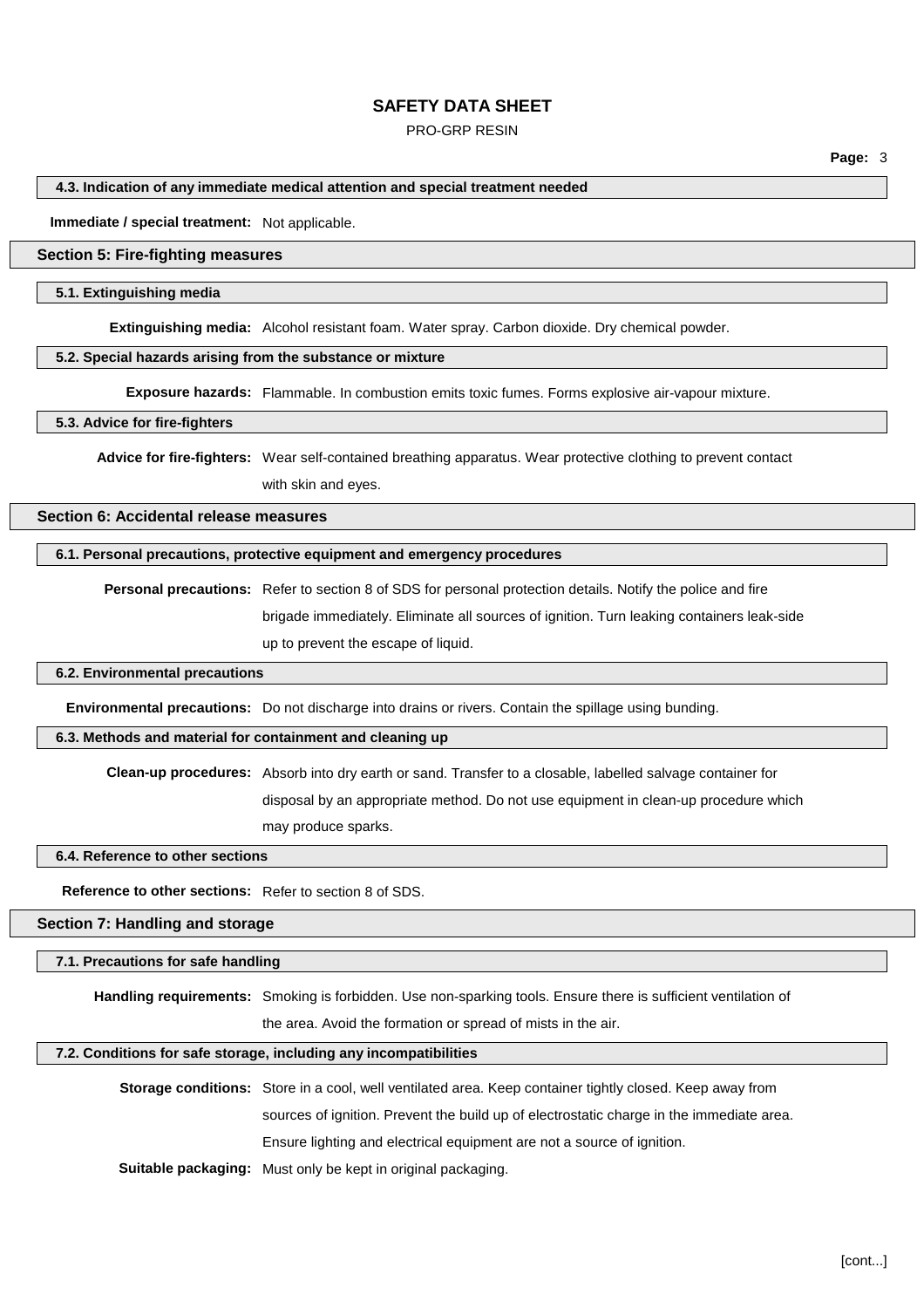### 4.3. Indication of any immediate medical attention and special treatment needed

**Immediate / special treatment:** Not applicable.

## Section 5: Fire-fighting measures

### 5.1. Extinguishing media

**Extinguishing media:** Alcohol resistant foam. Water spray. Carbon dioxide. Dry chemical powder.

### 5.2. Special hazards arising from the substance or mixture

**Exposure hazards:** Flammable. In combustion emits toxic fumes. Forms explosive air-vapour mixture.

### 5.3. Advice for fire-fighters

**Advice for fire-fighters:** Wear self-contained breathing apparatus. Wear protective clothing to prevent contact with skin and eyes.

## Section 6: Accidental release measures

### 6.1. Personal precautions, protective equipment and emergency procedures

**Personal precautions:** Refer to section 8 of SDS for personal protection details. Notify the police and fire brigade immediately. Eliminate all sources of ignition. Turn leaking containers leak-side up to prevent the escape of liquid.

### 6.2. Environmental precautions

**Environmental precautions:** Do not discharge into drains or rivers. Contain the spillage using bunding.

### 6.3. Methods and material for containment and cleaning up

**Clean-up procedures:** Absorb into dry earth or sand. Transfer to a closable, labelled salvage container for disposal by an appropriate method. Do not use equipment in clean-up procedure which may produce sparks.

### 6.4. Reference to other sections

**Reference to other sections:** Refer to section 8 of SDS.

## Section 7: Handling and storage

### 7.1. Precautions for safe handling

**Handling requirements:** Smoking is forbidden. Use non-sparking tools. Ensure there is sufficient ventilation of the area. Avoid the formation or spread of mists in the air.

### 7.2. Conditions for safe storage, including any incompatibilities

**Storage conditions:** Store in a cool, well ventilated area. Keep container tightly closed. Keep away from sources of ignition. Prevent the build up of electrostatic charge in the immediate area. Ensure lighting and electrical equipment are not a source of ignition.

**Suitable packaging:** Must only be kept in original packaging.

[cont...]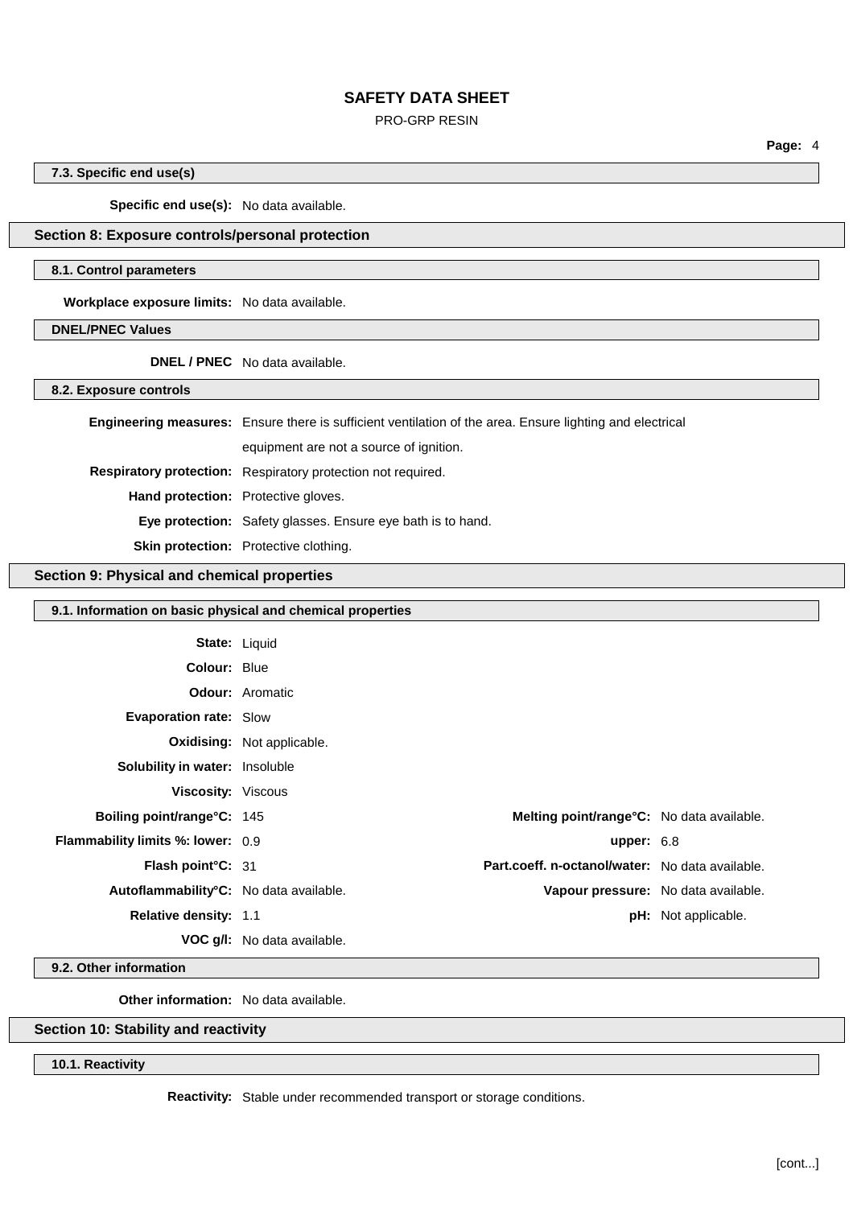### 7.3. Specific end use(s)

**Specific end use(s):** No data available.

## Section 8: Exposure controls/personal protection

### 8.1. Control parameters

**Workplace exposure limits:** No data available.

### DNEL/PNEC Values

**DNEL / PNEC** No data available.

### 8.2. Exposure controls

**Engineering measures:** Ensure there is sufficient ventilation of the area. Ensure lighting and electrical equipment are not a source of ignition.

**Respiratory protection:** Respiratory protection not required.

**Hand protection:** Protective gloves.

**Eye protection:** Safety glasses. Ensure eye bath is to hand.

**Skin protection:** Protective clothing.

## Section 9: Physical and chemical properties

### 9.1. Information on basic physical and chemical properties

**State:** Liquid

**Colour:** Blue

**Odour:** Aromatic

**Evaporation rate:** Slow

**Oxidising:** Not applicable.

**Solubility in water:** Insoluble

**Viscosity:** Viscous

**Boiling point/range°C:** 145

**Melting point/range°C:** No data available.

**Flammability limits %: lower:** 0.9

**upper:** 6.8

**Flash point°C:** 31

**Part.coeff. n-octanol/water:** No data available.

**Autoflammability°C:** No data available.

**Vapour pressure:** No data available.

**Relative density:** 1.1

**pH:** Not applicable.

**VOC g/l:** No data available.

### 9.2. Other information

**Other information:** No data available.

## Section 10: Stability and reactivity

### 10.1. Reactivity

**Reactivity:** Stable under recommended transport or storage conditions.

[cont...]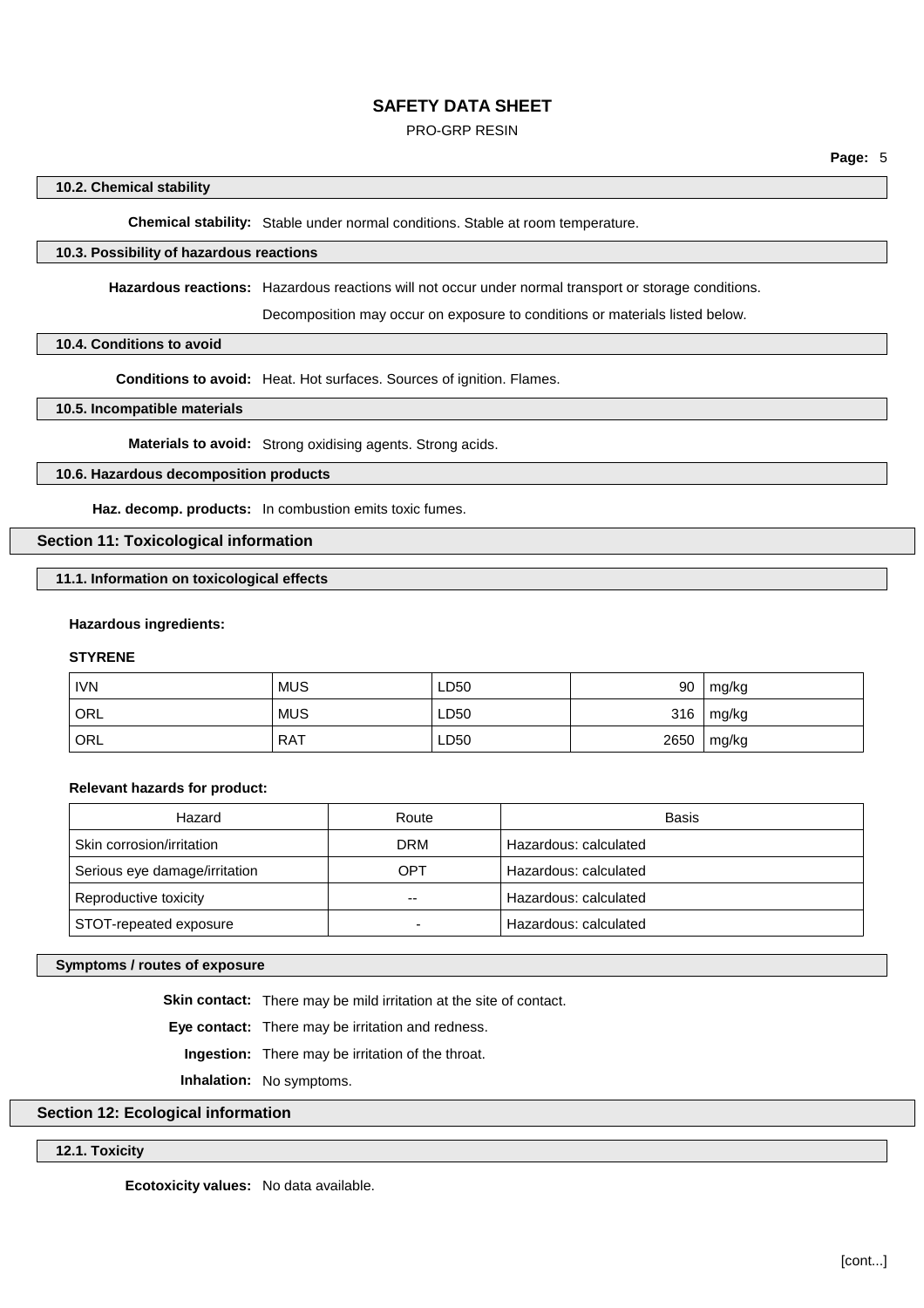### 10.2. Chemical stability

**Chemical stability:** Stable under normal conditions. Stable at room temperature.

### 10.3. Possibility of hazardous reactions

**Hazardous reactions:** Hazardous reactions will not occur under normal transport or storage conditions.

Decomposition may occur on exposure to conditions or materials listed below.

### 10.4. Conditions to avoid

**Conditions to avoid:** Heat. Hot surfaces. Sources of ignition. Flames.

### 10.5. Incompatible materials

**Materials to avoid:** Strong oxidising agents. Strong acids.

### 10.6. Hazardous decomposition products

**Haz. decomp. products:** In combustion emits toxic fumes.

## Section 11: Toxicological information

### 11.1. Information on toxicological effects

**Hazardous ingredients:**

**STYRENE**

| | | | | |
|---|---|---|---|---|
| IVN | MUS | LD50 | 90 | mg/kg |
| ORL | MUS | LD50 | 316 | mg/kg |
| ORL | RAT | LD50 | 2650 | mg/kg |

**Relevant hazards for product:**

| Hazard | Route | Basis |
|---|---|---|
| Skin corrosion/irritation | DRM | Hazardous: calculated |
| Serious eye damage/irritation | OPT | Hazardous: calculated |
| Reproductive toxicity | -- | Hazardous: calculated |
| STOT-repeated exposure | - | Hazardous: calculated |

### Symptoms / routes of exposure

**Skin contact:** There may be mild irritation at the site of contact.

**Eye contact:** There may be irritation and redness.

**Ingestion:** There may be irritation of the throat.

**Inhalation:** No symptoms.

## Section 12: Ecological information

### 12.1. Toxicity

**Ecotoxicity values:** No data available.

[cont...]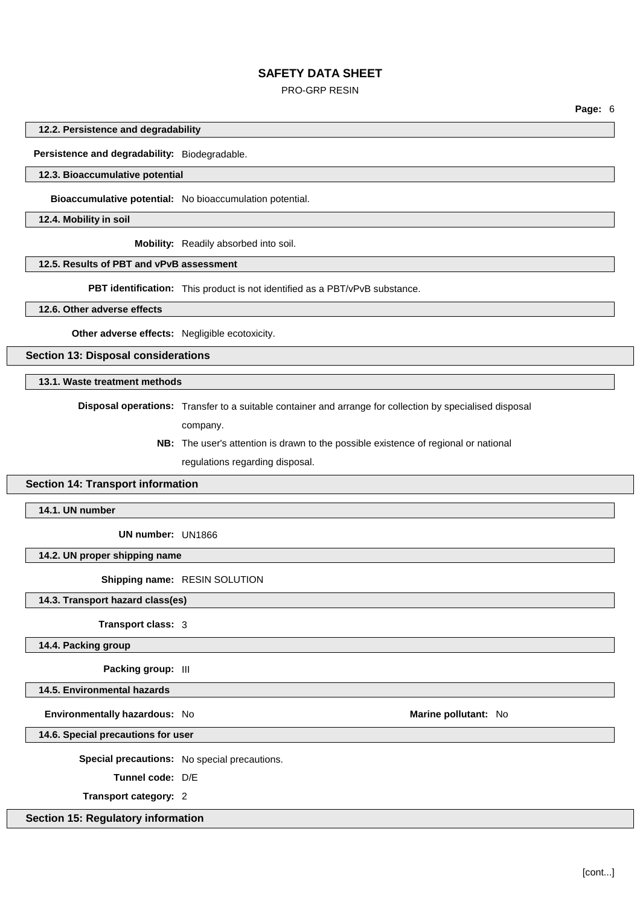### 12.2. Persistence and degradability

**Persistence and degradability:** Biodegradable.

### 12.3. Bioaccumulative potential

**Bioaccumulative potential:** No bioaccumulation potential.

### 12.4. Mobility in soil

**Mobility:** Readily absorbed into soil.

### 12.5. Results of PBT and vPvB assessment

**PBT identification:** This product is not identified as a PBT/vPvB substance.

### 12.6. Other adverse effects

**Other adverse effects:** Negligible ecotoxicity.

## Section 13: Disposal considerations

### 13.1. Waste treatment methods

**Disposal operations:** Transfer to a suitable container and arrange for collection by specialised disposal company.

**NB:** The user's attention is drawn to the possible existence of regional or national regulations regarding disposal.

## Section 14: Transport information

### 14.1. UN number

**UN number:** UN1866

### 14.2. UN proper shipping name

**Shipping name:** RESIN SOLUTION

### 14.3. Transport hazard class(es)

**Transport class:** 3

### 14.4. Packing group

**Packing group:** III

### 14.5. Environmental hazards

**Environmentally hazardous:** No

**Marine pollutant:** No

### 14.6. Special precautions for user

**Special precautions:** No special precautions.

**Tunnel code:** D/E

**Transport category:** 2

## Section 15: Regulatory information

[cont...]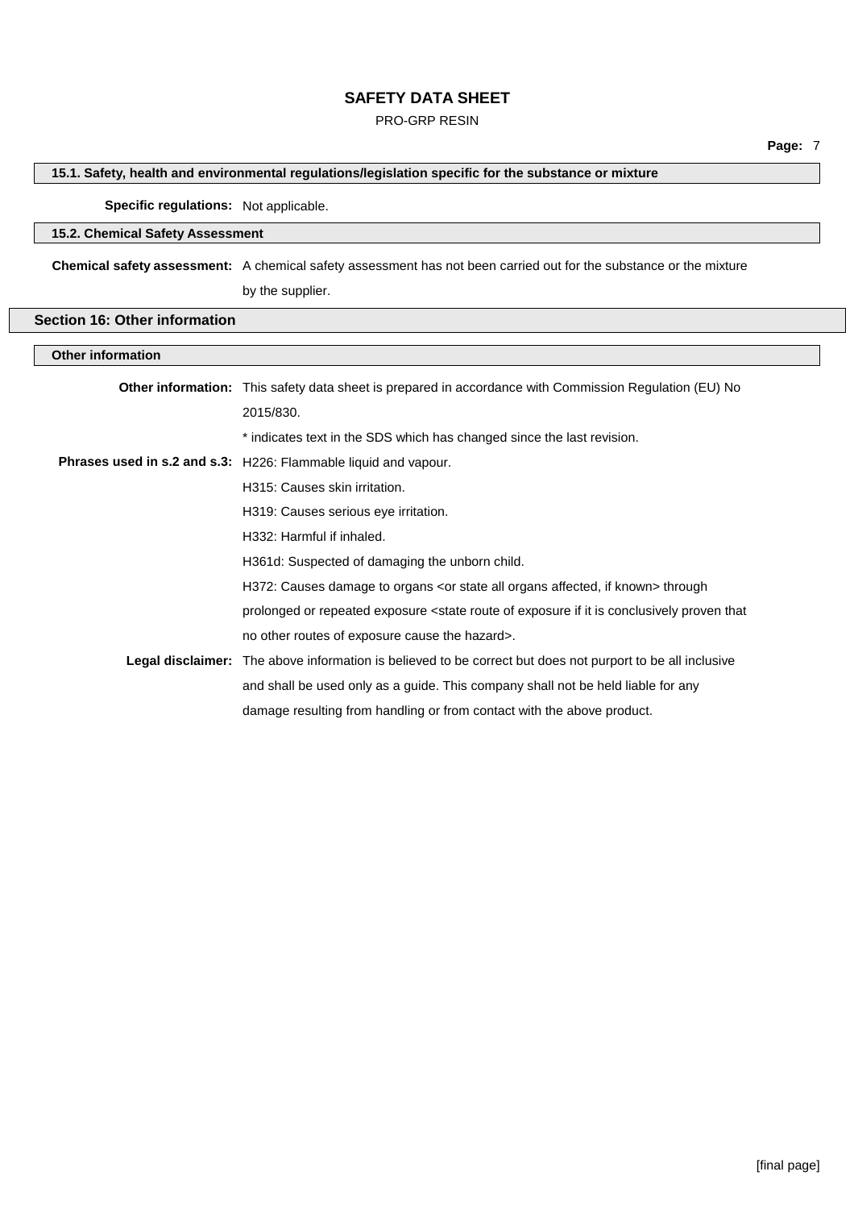### 15.1. Safety, health and environmental regulations/legislation specific for the substance or mixture

**Specific regulations:** Not applicable.

### 15.2. Chemical Safety Assessment

**Chemical safety assessment:** A chemical safety assessment has not been carried out for the substance or the mixture by the supplier.

## Section 16: Other information

### Other information

**Other information:** This safety data sheet is prepared in accordance with Commission Regulation (EU) No 2015/830.

* indicates text in the SDS which has changed since the last revision.

**Phrases used in s.2 and s.3:** H226: Flammable liquid and vapour.

H315: Causes skin irritation.

H319: Causes serious eye irritation.

H332: Harmful if inhaled.

H361d: Suspected of damaging the unborn child.

H372: Causes damage to organs <or state all organs affected, if known> through prolonged or repeated exposure <state route of exposure if it is conclusively proven that no other routes of exposure cause the hazard>.

**Legal disclaimer:** The above information is believed to be correct but does not purport to be all inclusive and shall be used only as a guide. This company shall not be held liable for any damage resulting from handling or from contact with the above product.

[final page]